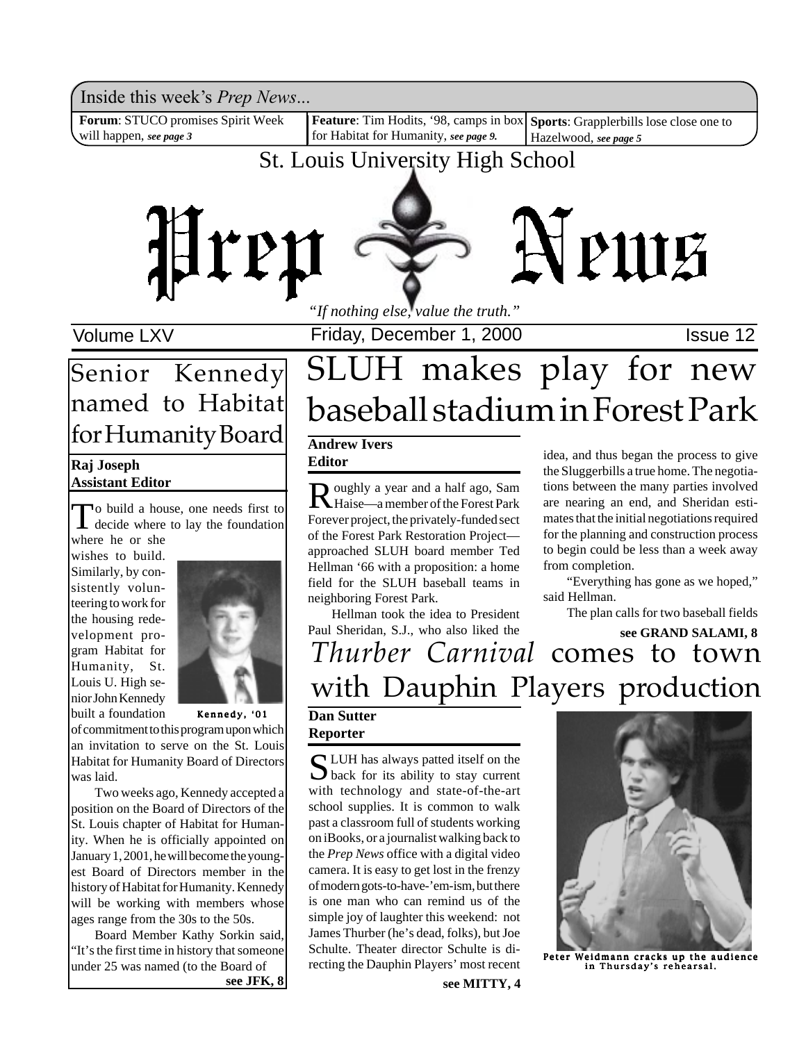Inside this week's *Prep News*...

**Forum**: STUCO promises Spirit Week will happen, ***see page 3***

**Feature**: Tim Hodits, '98, camps in box for Habitat for Humanity, ***see page 9.***

**Sports**: Grapplerbills lose close one to Hazelwood, ***see page 5***

St. Louis University High School

# Prep News

*"If nothing else, value the truth."*

Volume LXV — Friday, December 1, 2000 — Issue 12

## SLUH makes play for new baseball stadium in Forest Park

**Andrew Ivers**
**Editor**

Roughly a year and a half ago, Sam Haise—a member of the Forest Park Forever project, the privately-funded sect of the Forest Park Restoration Project—approached SLUH board member Ted Hellman '66 with a proposition: a home field for the SLUH baseball teams in neighboring Forest Park.

Hellman took the idea to President Paul Sheridan, S.J., who also liked the idea, and thus began the process to give the Sluggerbills a true home. The negotiations between the many parties involved are nearing an end, and Sheridan estimates that the initial negotiations required for the planning and construction process to begin could be less than a week away from completion.

"Everything has gone as we hoped," said Hellman.

The plan calls for two baseball fields

**see GRAND SALAMI, 8**

## Senior Kennedy named to Habitat for Humanity Board

**Raj Joseph**
**Assistant Editor**

To build a house, one needs first to decide where to lay the foundation where he or she wishes to build. Similarly, by consistently volunteering to work for the housing redevelopment program Habitat for Humanity, St. Louis U. High senior John Kennedy built a foundation of commitment to this program upon which an invitation to serve on the St. Louis Habitat for Humanity Board of Directors was laid.

Kennedy, '01

Two weeks ago, Kennedy accepted a position on the Board of Directors of the St. Louis chapter of Habitat for Humanity. When he is officially appointed on January 1, 2001, he will become the youngest Board of Directors member in the history of Habitat for Humanity. Kennedy will be working with members whose ages range from the 30s to the 50s.

Board Member Kathy Sorkin said, "It's the first time in history that someone under 25 was named (to the Board of

**see JFK, 8**

## *Thurber Carnival* comes to town with Dauphin Players production

**Dan Sutter**
**Reporter**

SLUH has always patted itself on the back for its ability to stay current with technology and state-of-the-art school supplies. It is common to walk past a classroom full of students working on iBooks, or a journalist walking back to the *Prep News* office with a digital video camera. It is easy to get lost in the frenzy of modern gots-to-have-'em-ism, but there is one man who can remind us of the simple joy of laughter this weekend: not James Thurber (he's dead, folks), but Joe Schulte. Theater director Schulte is directing the Dauphin Players' most recent

**see MITTY, 4**

Peter Weidmann cracks up the audience in Thursday's rehearsal.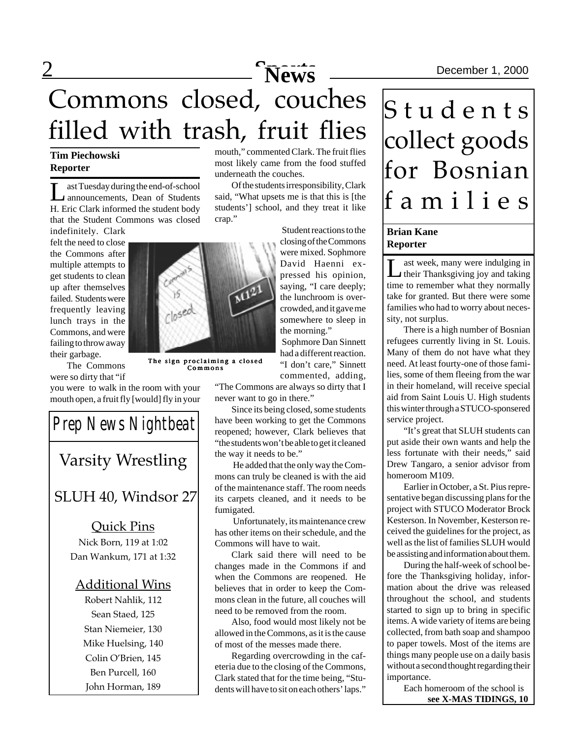# Commons closed, couches filled with trash, fruit flies

**Tim Piechowski**
**Reporter**

Last Tuesday during the end-of-school announcements, Dean of Students H. Eric Clark informed the student body that the Student Commons was closed indefinitely. Clark felt the need to close the Commons after multiple attempts to get students to clean up after themselves failed. Students were frequently leaving lunch trays in the Commons, and were failing to throw away their garbage.

The Commons were so dirty that "if you were to walk in the room with your mouth open, a fruit fly [would] fly in your mouth," commented Clark. The fruit flies most likely came from the food stuffed underneath the couches.

Of the students irresponsibility, Clark said, "What upsets me is that this is [the students'] school, and they treat it like crap."

The sign proclaiming a closed Commons

Student reactions to the closing of the Commons were mixed. Sophmore David Haenni expressed his opinion, saying, "I care deeply; the lunchroom is overcrowded, and it gave me somewhere to sleep in the morning."

Sophmore Dan Sinnett had a different reaction. "I don't care," Sinnett commented, adding, "The Commons are always so dirty that I never want to go in there."

Since its being closed, some students have been working to get the Commons reopened; however, Clark believes that "the students won't be able to get it cleaned the way it needs to be."

He added that the only way the Commons can truly be cleaned is with the aid of the maintenance staff. The room needs its carpets cleaned, and it needs to be fumigated.

Unfortunately, its maintenance crew has other items on their schedule, and the Commons will have to wait.

Clark said there will need to be changes made in the Commons if and when the Commons are reopened. He believes that in order to keep the Commons clean in the future, all couches will need to be removed from the room.

Also, food would most likely not be allowed in the Commons, as it is the cause of most of the messes made there.

Regarding overcrowding in the cafeteria due to the closing of the Commons, Clark stated that for the time being, "Students will have to sit on each others' laps."

## Prep News Nightbeat

### Varsity Wrestling

SLUH 40, Windsor 27

**Quick Pins**

Nick Born, 119 at 1:02
Dan Wankum, 171 at 1:32

**Additional Wins**

Robert Nahlik, 112
Sean Staed, 125
Stan Niemeier, 130
Mike Huelsing, 140
Colin O'Brien, 145
Ben Purcell, 160
John Horman, 189

# Students collect goods for Bosnian families

**Brian Kane**
**Reporter**

Last week, many were indulging in their Thanksgiving joy and taking time to remember what they normally take for granted. But there were some families who had to worry about necessity, not surplus.

There is a high number of Bosnian refugees currently living in St. Louis. Many of them do not have what they need. At least fourty-one of those families, some of them fleeing from the war in their homeland, will receive special aid from Saint Louis U. High students this winter through a STUCO-sponsered service project.

"It's great that SLUH students can put aside their own wants and help the less fortunate with their needs," said Drew Tangaro, a senior advisor from homeroom M109.

Earlier in October, a St. Pius representative began discussing plans for the project with STUCO Moderator Brock Kesterson. In November, Kesterson received the guidelines for the project, as well as the list of families SLUH would be assisting and information about them.

During the half-week of school before the Thanksgiving holiday, information about the drive was released throughout the school, and students started to sign up to bring in specific items. A wide variety of items are being collected, from bath soap and shampoo to paper towels. Most of the items are things many people use on a daily basis without a second thought regarding their importance.

Each homeroom of the school is

**see X-MAS TIDINGS, 10**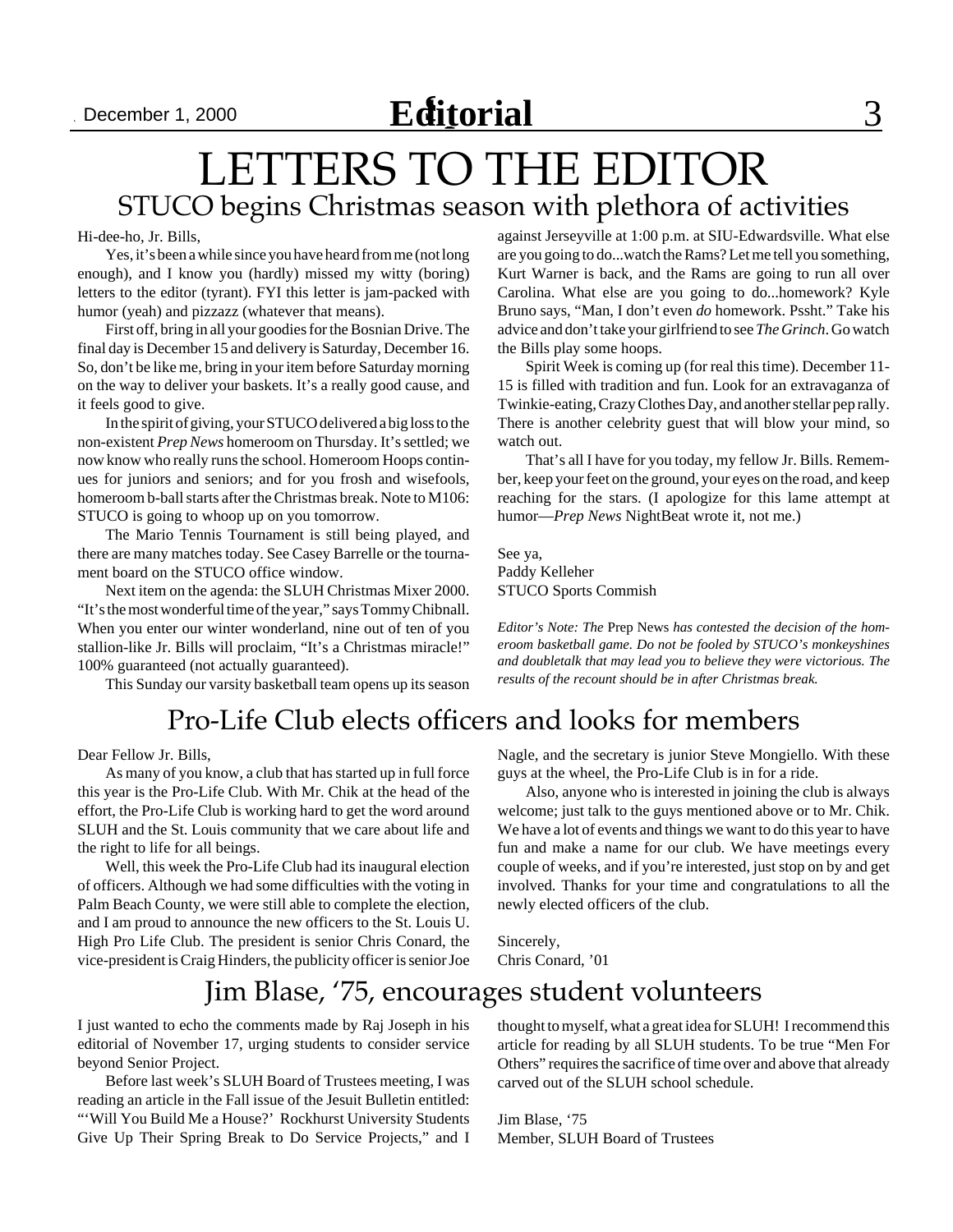# LETTERS TO THE EDITOR

## STUCO begins Christmas season with plethora of activities

Hi-dee-ho, Jr. Bills,

Yes, it's been a while since you have heard from me (not long enough), and I know you (hardly) missed my witty (boring) letters to the editor (tyrant). FYI this letter is jam-packed with humor (yeah) and pizzazz (whatever that means).

First off, bring in all your goodies for the Bosnian Drive. The final day is December 15 and delivery is Saturday, December 16. So, don't be like me, bring in your item before Saturday morning on the way to deliver your baskets. It's a really good cause, and it feels good to give.

In the spirit of giving, your STUCO delivered a big loss to the non-existent *Prep News* homeroom on Thursday. It's settled; we now know who really runs the school. Homeroom Hoops continues for juniors and seniors; and for you frosh and wisefools, homeroom b-ball starts after the Christmas break. Note to M106: STUCO is going to whoop up on you tomorrow.

The Mario Tennis Tournament is still being played, and there are many matches today. See Casey Barrelle or the tournament board on the STUCO office window.

Next item on the agenda: the SLUH Christmas Mixer 2000. "It's the most wonderful time of the year," says Tommy Chibnall. When you enter our winter wonderland, nine out of ten of you stallion-like Jr. Bills will proclaim, "It's a Christmas miracle!" 100% guaranteed (not actually guaranteed).

This Sunday our varsity basketball team opens up its season against Jerseyville at 1:00 p.m. at SIU-Edwardsville. What else are you going to do...watch the Rams? Let me tell you something, Kurt Warner is back, and the Rams are going to run all over Carolina. What else are you going to do...homework? Kyle Bruno says, "Man, I don't even *do* homework. Pssht." Take his advice and don't take your girlfriend to see *The Grinch*. Go watch the Bills play some hoops.

Spirit Week is coming up (for real this time). December 11-15 is filled with tradition and fun. Look for an extravaganza of Twinkie-eating, Crazy Clothes Day, and another stellar pep rally. There is another celebrity guest that will blow your mind, so watch out.

That's all I have for you today, my fellow Jr. Bills. Remember, keep your feet on the ground, your eyes on the road, and keep reaching for the stars. (I apologize for this lame attempt at humor—*Prep News* NightBeat wrote it, not me.)

See ya,
Paddy Kelleher
STUCO Sports Commish

*Editor's Note: The* Prep News *has contested the decision of the homeroom basketball game. Do not be fooled by STUCO's monkeyshines and doubletalk that may lead you to believe they were victorious. The results of the recount should be in after Christmas break.*

## Pro-Life Club elects officers and looks for members

Dear Fellow Jr. Bills,

As many of you know, a club that has started up in full force this year is the Pro-Life Club. With Mr. Chik at the head of the effort, the Pro-Life Club is working hard to get the word around SLUH and the St. Louis community that we care about life and the right to life for all beings.

Well, this week the Pro-Life Club had its inaugural election of officers. Although we had some difficulties with the voting in Palm Beach County, we were still able to complete the election, and I am proud to announce the new officers to the St. Louis U. High Pro Life Club. The president is senior Chris Conard, the vice-president is Craig Hinders, the publicity officer is senior Joe Nagle, and the secretary is junior Steve Mongiello. With these guys at the wheel, the Pro-Life Club is in for a ride.

Also, anyone who is interested in joining the club is always welcome; just talk to the guys mentioned above or to Mr. Chik. We have a lot of events and things we want to do this year to have fun and make a name for our club. We have meetings every couple of weeks, and if you're interested, just stop on by and get involved. Thanks for your time and congratulations to all the newly elected officers of the club.

Sincerely,
Chris Conard, '01

## Jim Blase, '75, encourages student volunteers

I just wanted to echo the comments made by Raj Joseph in his editorial of November 17, urging students to consider service beyond Senior Project.

Before last week's SLUH Board of Trustees meeting, I was reading an article in the Fall issue of the Jesuit Bulletin entitled: "'Will You Build Me a House?' Rockhurst University Students Give Up Their Spring Break to Do Service Projects," and I thought to myself, what a great idea for SLUH! I recommend this article for reading by all SLUH students. To be true "Men For Others" requires the sacrifice of time over and above that already carved out of the SLUH school schedule.

Jim Blase, '75
Member, SLUH Board of Trustees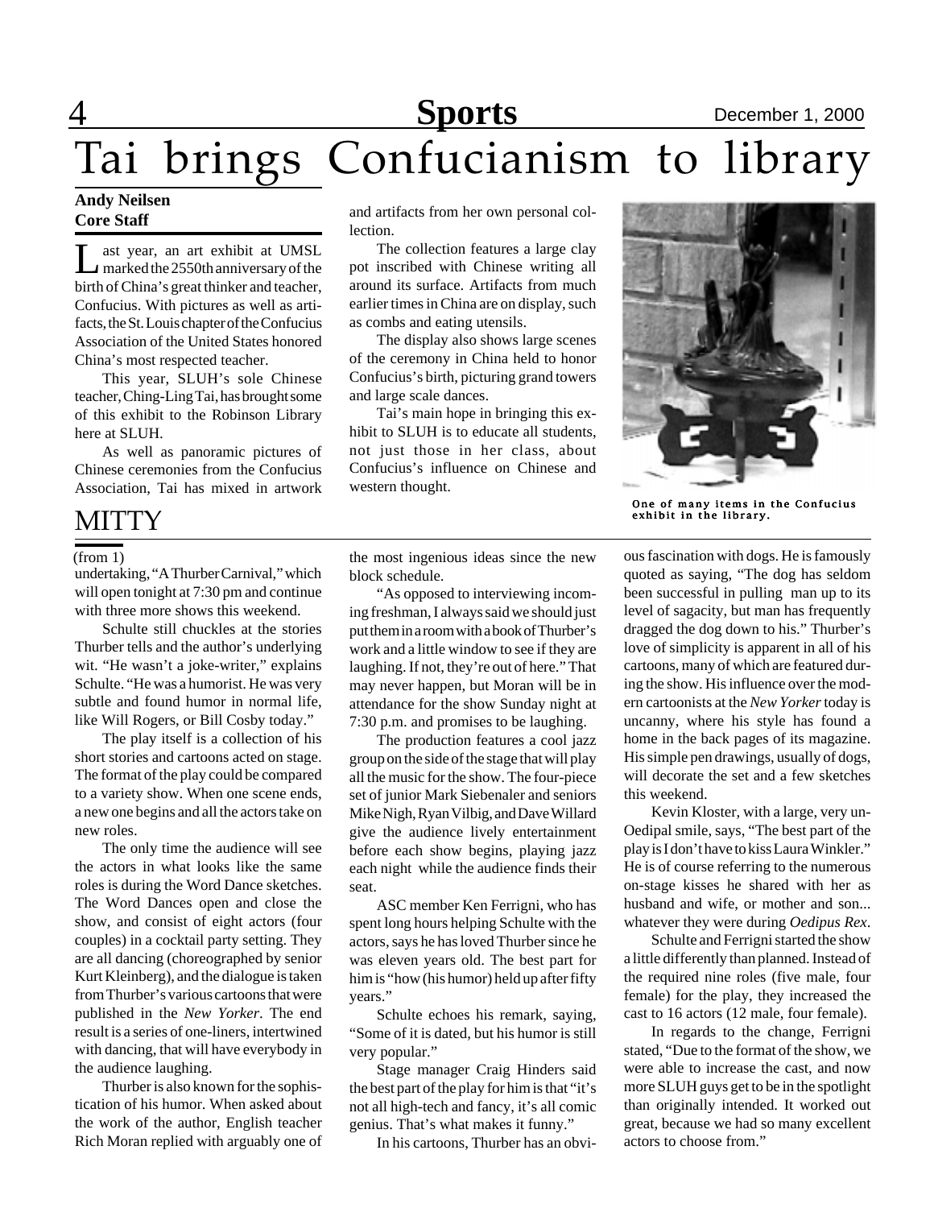# Tai brings Confucianism to library

**Andy Neilsen**
**Core Staff**

Last year, an art exhibit at UMSL marked the 2550th anniversary of the birth of China's great thinker and teacher, Confucius. With pictures as well as artifacts, the St. Louis chapter of the Confucius Association of the United States honored China's most respected teacher.

This year, SLUH's sole Chinese teacher, Ching-Ling Tai, has brought some of this exhibit to the Robinson Library here at SLUH.

As well as panoramic pictures of Chinese ceremonies from the Confucius Association, Tai has mixed in artwork and artifacts from her own personal collection.

The collection features a large clay pot inscribed with Chinese writing all around its surface. Artifacts from much earlier times in China are on display, such as combs and eating utensils.

The display also shows large scenes of the ceremony in China held to honor Confucius's birth, picturing grand towers and large scale dances.

Tai's main hope in bringing this exhibit to SLUH is to educate all students, not just those in her class, about Confucius's influence on Chinese and western thought.

One of many items in the Confucius exhibit in the library.

## MITTY

(from 1)

undertaking, "A Thurber Carnival," which will open tonight at 7:30 pm and continue with three more shows this weekend.

Schulte still chuckles at the stories Thurber tells and the author's underlying wit. "He wasn't a joke-writer," explains Schulte. "He was a humorist. He was very subtle and found humor in normal life, like Will Rogers, or Bill Cosby today."

The play itself is a collection of his short stories and cartoons acted on stage. The format of the play could be compared to a variety show. When one scene ends, a new one begins and all the actors take on new roles.

The only time the audience will see the actors in what looks like the same roles is during the Word Dance sketches. The Word Dances open and close the show, and consist of eight actors (four couples) in a cocktail party setting. They are all dancing (choreographed by senior Kurt Kleinberg), and the dialogue is taken from Thurber's various cartoons that were published in the *New Yorker*. The end result is a series of one-liners, intertwined with dancing, that will have everybody in the audience laughing.

Thurber is also known for the sophistication of his humor. When asked about the work of the author, English teacher Rich Moran replied with arguably one of the most ingenious ideas since the new block schedule.

"As opposed to interviewing incoming freshman, I always said we should just put them in a room with a book of Thurber's work and a little window to see if they are laughing. If not, they're out of here." That may never happen, but Moran will be in attendance for the show Sunday night at 7:30 p.m. and promises to be laughing.

The production features a cool jazz group on the side of the stage that will play all the music for the show. The four-piece set of junior Mark Siebenaler and seniors Mike Nigh, Ryan Vilbig, and Dave Willard give the audience lively entertainment before each show begins, playing jazz each night while the audience finds their seat.

ASC member Ken Ferrigni, who has spent long hours helping Schulte with the actors, says he has loved Thurber since he was eleven years old. The best part for him is "how (his humor) held up after fifty years."

Schulte echoes his remark, saying, "Some of it is dated, but his humor is still very popular."

Stage manager Craig Hinders said the best part of the play for him is that "it's not all high-tech and fancy, it's all comic genius. That's what makes it funny."

In his cartoons, Thurber has an obvious fascination with dogs. He is famously quoted as saying, "The dog has seldom been successful in pulling man up to its level of sagacity, but man has frequently dragged the dog down to his." Thurber's love of simplicity is apparent in all of his cartoons, many of which are featured during the show. His influence over the modern cartoonists at the *New Yorker* today is uncanny, where his style has found a home in the back pages of its magazine. His simple pen drawings, usually of dogs, will decorate the set and a few sketches this weekend.

Kevin Kloster, with a large, very un-Oedipal smile, says, "The best part of the play is I don't have to kiss Laura Winkler." He is of course referring to the numerous on-stage kisses he shared with her as husband and wife, or mother and son... whatever they were during *Oedipus Rex*.

Schulte and Ferrigni started the show a little differently than planned. Instead of the required nine roles (five male, four female) for the play, they increased the cast to 16 actors (12 male, four female).

In regards to the change, Ferrigni stated, "Due to the format of the show, we were able to increase the cast, and now more SLUH guys get to be in the spotlight than originally intended. It worked out great, because we had so many excellent actors to choose from."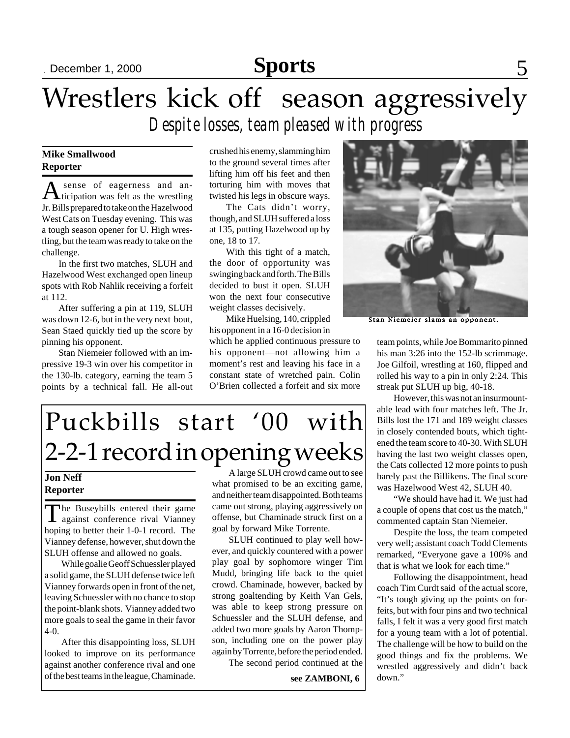# Wrestlers kick off season aggressively

*Despite losses, team pleased with progress*

**Mike Smallwood**
**Reporter**

A sense of eagerness and anticipation was felt as the wrestling Jr. Bills prepared to take on the Hazelwood West Cats on Tuesday evening. This was a tough season opener for U. High wrestling, but the team was ready to take on the challenge.

In the first two matches, SLUH and Hazelwood West exchanged open lineup spots with Rob Nahlik receiving a forfeit at 112.

After suffering a pin at 119, SLUH was down 12-6, but in the very next bout, Sean Staed quickly tied up the score by pinning his opponent.

Stan Niemeier followed with an impressive 19-3 win over his competitor in the 130-lb. category, earning the team 5 points by a technical fall. He all-out crushed his enemy, slamming him to the ground several times after lifting him off his feet and then torturing him with moves that twisted his legs in obscure ways.

The Cats didn't worry, though, and SLUH suffered a loss at 135, putting Hazelwood up by one, 18 to 17.

With this tight of a match, the door of opportunity was swinging back and forth. The Bills decided to bust it open. SLUH won the next four consecutive weight classes decisively.

Mike Huelsing, 140, crippled his opponent in a 16-0 decision in which he applied continuous pressure to his opponent—not allowing him a moment's rest and leaving his face in a constant state of wretched pain. Colin O'Brien collected a forfeit and six more team points, while Joe Bommarito pinned his man 3:26 into the 152-lb scrimmage. Joe Gilfoil, wrestling at 160, flipped and rolled his way to a pin in only 2:24. This streak put SLUH up big, 40-18.

Stan Niemeier slams an opponent.

However, this was not an insurmountable lead with four matches left. The Jr. Bills lost the 171 and 189 weight classes in closely contended bouts, which tightened the team score to 40-30. With SLUH having the last two weight classes open, the Cats collected 12 more points to push barely past the Billikens. The final score was Hazelwood West 42, SLUH 40.

"We should have had it. We just had a couple of opens that cost us the match," commented captain Stan Niemeier.

Despite the loss, the team competed very well; assistant coach Todd Clements remarked, "Everyone gave a 100% and that is what we look for each time."

Following the disappointment, head coach Tim Curdt said of the actual score, "It's tough giving up the points on forfeits, but with four pins and two technical falls, I felt it was a very good first match for a young team with a lot of potential. The challenge will be how to build on the good things and fix the problems. We wrestled aggressively and didn't back down."

# Puckbills start '00 with 2-2-1 record in opening weeks

**Jon Neff**
**Reporter**

The Buseybills entered their game against conference rival Vianney hoping to better their 1-0-1 record. The Vianney defense, however, shut down the SLUH offense and allowed no goals.

While goalie Geoff Schuessler played a solid game, the SLUH defense twice left Vianney forwards open in front of the net, leaving Schuessler with no chance to stop the point-blank shots. Vianney added two more goals to seal the game in their favor 4-0.

After this disappointing loss, SLUH looked to improve on its performance against another conference rival and one of the best teams in the league, Chaminade.

A large SLUH crowd came out to see what promised to be an exciting game, and neither team disappointed. Both teams came out strong, playing aggressively on offense, but Chaminade struck first on a goal by forward Mike Torrente.

SLUH continued to play well however, and quickly countered with a power play goal by sophomore winger Tim Mudd, bringing life back to the quiet crowd. Chaminade, however, backed by strong goaltending by Keith Van Gels, was able to keep strong pressure on Schuessler and the SLUH defense, and added two more goals by Aaron Thompson, including one on the power play again by Torrente, before the period ended.

The second period continued at the

**see ZAMBONI, 6**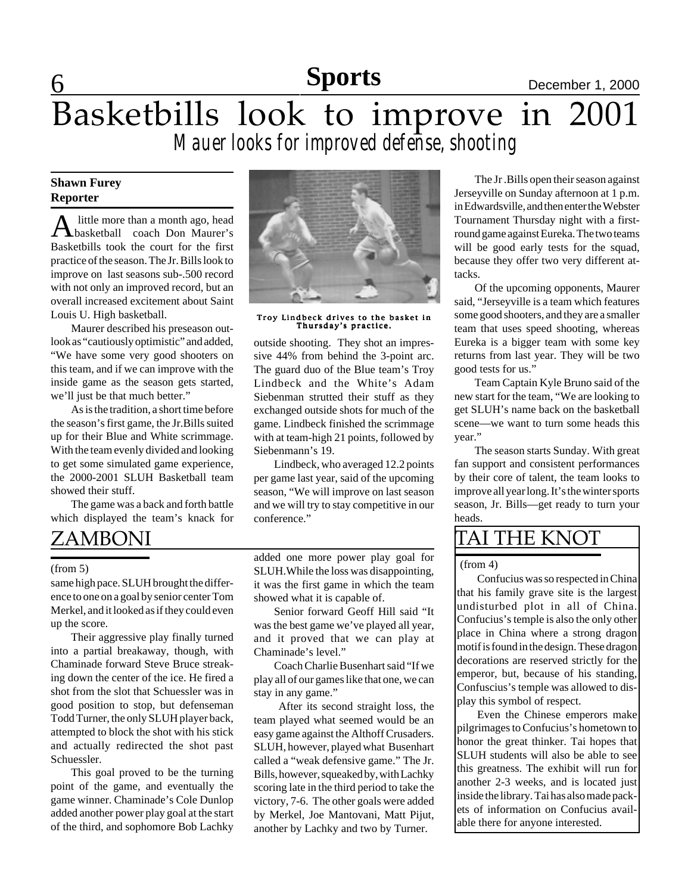# Basketbills look to improve in 2001

## Mauer looks for improved defense, shooting

**Shawn Furey**
**Reporter**

A little more than a month ago, head basketball coach Don Maurer's Basketbills took the court for the first practice of the season. The Jr. Bills look to improve on last seasons sub-.500 record with not only an improved record, but an overall increased excitement about Saint Louis U. High basketball.

Maurer described his preseason outlook as "cautiously optimistic" and added, "We have some very good shooters on this team, and if we can improve with the inside game as the season gets started, we'll just be that much better."

As is the tradition, a short time before the season's first game, the Jr.Bills suited up for their Blue and White scrimmage. With the team evenly divided and looking to get some simulated game experience, the 2000-2001 SLUH Basketball team showed their stuff.

The game was a back and forth battle which displayed the team's knack for outside shooting. They shot an impressive 44% from behind the 3-point arc. The guard duo of the Blue team's Troy Lindbeck and the White's Adam Siebenman strutted their stuff as they exchanged outside shots for much of the game. Lindbeck finished the scrimmage with at team-high 21 points, followed by Siebenmann's 19.

Troy Lindbeck drives to the basket in Thursday's practice.

Lindbeck, who averaged 12.2 points per game last year, said of the upcoming season, "We will improve on last season and we will try to stay competitive in our conference."

The Jr .Bills open their season against Jerseyville on Sunday afternoon at 1 p.m. in Edwardsville, and then enter the Webster Tournament Thursday night with a first-round game against Eureka. The two teams will be good early tests for the squad, because they offer two very different attacks.

Of the upcoming opponents, Maurer said, "Jerseyville is a team which features some good shooters, and they are a smaller team that uses speed shooting, whereas Eureka is a bigger team with some key returns from last year. They will be two good tests for us."

Team Captain Kyle Bruno said of the new start for the team, "We are looking to get SLUH's name back on the basketball scene—we want to turn some heads this year."

The season starts Sunday. With great fan support and consistent performances by their core of talent, the team looks to improve all year long. It's the winter sports season, Jr. Bills—get ready to turn your heads.

## ZAMBONI

(from 5)

same high pace. SLUH brought the difference to one on a goal by senior center Tom Merkel, and it looked as if they could even up the score.

Their aggressive play finally turned into a partial breakaway, though, with Chaminade forward Steve Bruce streaking down the center of the ice. He fired a shot from the slot that Schuessler was in good position to stop, but defenseman Todd Turner, the only SLUH player back, attempted to block the shot with his stick and actually redirected the shot past Schuessler.

This goal proved to be the turning point of the game, and eventually the game winner. Chaminade's Cole Dunlop added another power play goal at the start of the third, and sophomore Bob Lachky added one more power play goal for SLUH.While the loss was disappointing, it was the first game in which the team showed what it is capable of.

Senior forward Geoff Hill said "It was the best game we've played all year, and it proved that we can play at Chaminade's level."

Coach Charlie Busenhart said "If we play all of our games like that one, we can stay in any game."

After its second straight loss, the team played what seemed would be an easy game against the Althoff Crusaders. SLUH, however, played what Busenhart called a "weak defensive game." The Jr. Bills, however, squeaked by, with Lachky scoring late in the third period to take the victory, 7-6. The other goals were added by Merkel, Joe Mantovani, Matt Pijut, another by Lachky and two by Turner.

## TAI THE KNOT

(from 4)

Confucius was so respected in China that his family grave site is the largest undisturbed plot in all of China. Confucius's temple is also the only other place in China where a strong dragon motif is found in the design. These dragon decorations are reserved strictly for the emperor, but, because of his standing, Confuscius's temple was allowed to display this symbol of respect.

Even the Chinese emperors make pilgrimages to Confucius's hometown to honor the great thinker. Tai hopes that SLUH students will also be able to see this greatness. The exhibit will run for another 2-3 weeks, and is located just inside the library. Tai has also made packets of information on Confucius available there for anyone interested.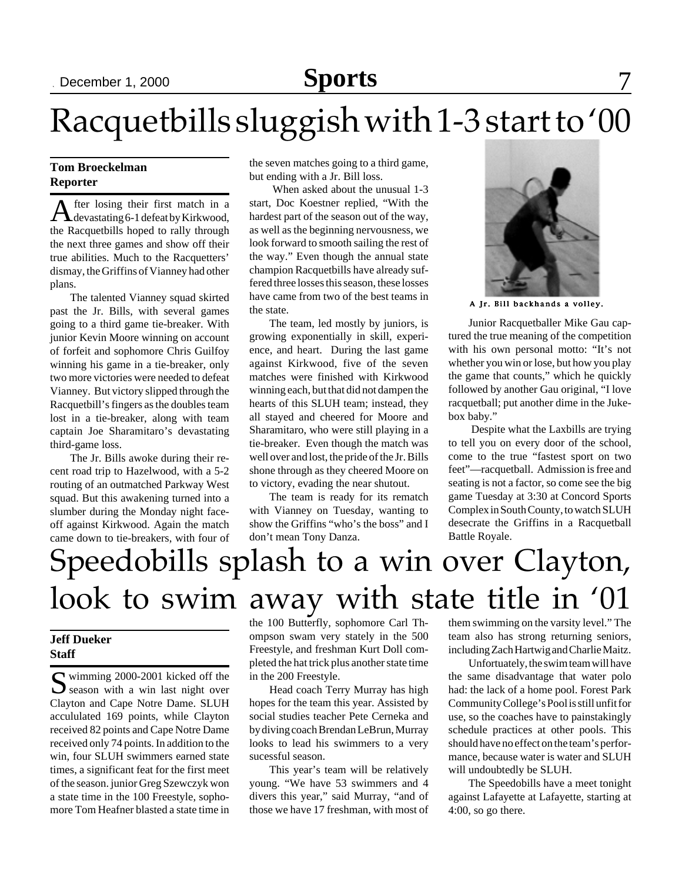# Racquetbills sluggish with 1-3 start to '00

**Tom Broeckelman**
**Reporter**

After losing their first match in a devastating 6-1 defeat by Kirkwood, the Racquetbills hoped to rally through the next three games and show off their true abilities. Much to the Racquetters' dismay, the Griffins of Vianney had other plans.

The talented Vianney squad skirted past the Jr. Bills, with several games going to a third game tie-breaker. With junior Kevin Moore winning on account of forfeit and sophomore Chris Guilfoy winning his game in a tie-breaker, only two more victories were needed to defeat Vianney. But victory slipped through the Racquetbill's fingers as the doubles team lost in a tie-breaker, along with team captain Joe Sharamitaro's devastating third-game loss.

The Jr. Bills awoke during their recent road trip to Hazelwood, with a 5-2 routing of an outmatched Parkway West squad. But this awakening turned into a slumber during the Monday night face-off against Kirkwood. Again the match came down to tie-breakers, with four of the seven matches going to a third game, but ending with a Jr. Bill loss.

When asked about the unusual 1-3 start, Doc Koestner replied, "With the hardest part of the season out of the way, as well as the beginning nervousness, we look forward to smooth sailing the rest of the way." Even though the annual state champion Racquetbills have already suffered three losses this season, these losses have came from two of the best teams in the state.

The team, led mostly by juniors, is growing exponentially in skill, experience, and heart. During the last game against Kirkwood, five of the seven matches were finished with Kirkwood winning each, but that did not dampen the hearts of this SLUH team; instead, they all stayed and cheered for Moore and Sharamitaro, who were still playing in a tie-breaker. Even though the match was well over and lost, the pride of the Jr. Bills shone through as they cheered Moore on to victory, evading the near shutout.

The team is ready for its rematch with Vianney on Tuesday, wanting to show the Griffins "who's the boss" and I don't mean Tony Danza.

A Jr. Bill backhands a volley.

Junior Racquetballer Mike Gau captured the true meaning of the competition with his own personal motto: "It's not whether you win or lose, but how you play the game that counts," which he quickly followed by another Gau original, "I love racquetball; put another dime in the Jukebox baby."

Despite what the Laxbills are trying to tell you on every door of the school, come to the true "fastest sport on two feet"—racquetball. Admission is free and seating is not a factor, so come see the big game Tuesday at 3:30 at Concord Sports Complex in South County, to watch SLUH desecrate the Griffins in a Racquetball Battle Royale.

# Speedobills splash to a win over Clayton, look to swim away with state title in '01

**Jeff Dueker**
**Staff**

Swimming 2000-2001 kicked off the season with a win last night over Clayton and Cape Notre Dame. SLUH accululated 169 points, while Clayton received 82 points and Cape Notre Dame received only 74 points. In addition to the win, four SLUH swimmers earned state times, a significant feat for the first meet of the season. junior Greg Szewczyk won a state time in the 100 Freestyle, sophomore Tom Heafner blasted a state time in the 100 Butterfly, sophomore Carl Thompson swam very stately in the 500 Freestyle, and freshman Kurt Doll completed the hat trick plus another state time in the 200 Freestyle.

Head coach Terry Murray has high hopes for the team this year. Assisted by social studies teacher Pete Cerneka and by diving coach Brendan LeBrun, Murray looks to lead his swimmers to a very sucessful season.

This year's team will be relatively young. "We have 53 swimmers and 4 divers this year," said Murray, "and of those we have 17 freshman, with most of them swimming on the varsity level." The team also has strong returning seniors, including Zach Hartwig and Charlie Maitz.

Unfortuately, the swim team will have the same disadvantage that water polo had: the lack of a home pool. Forest Park Community College's Pool is still unfit for use, so the coaches have to painstakingly schedule practices at other pools. This should have no effect on the team's performance, because water is water and SLUH will undoubtedly be SLUH.

The Speedobills have a meet tonight against Lafayette at Lafayette, starting at 4:00, so go there.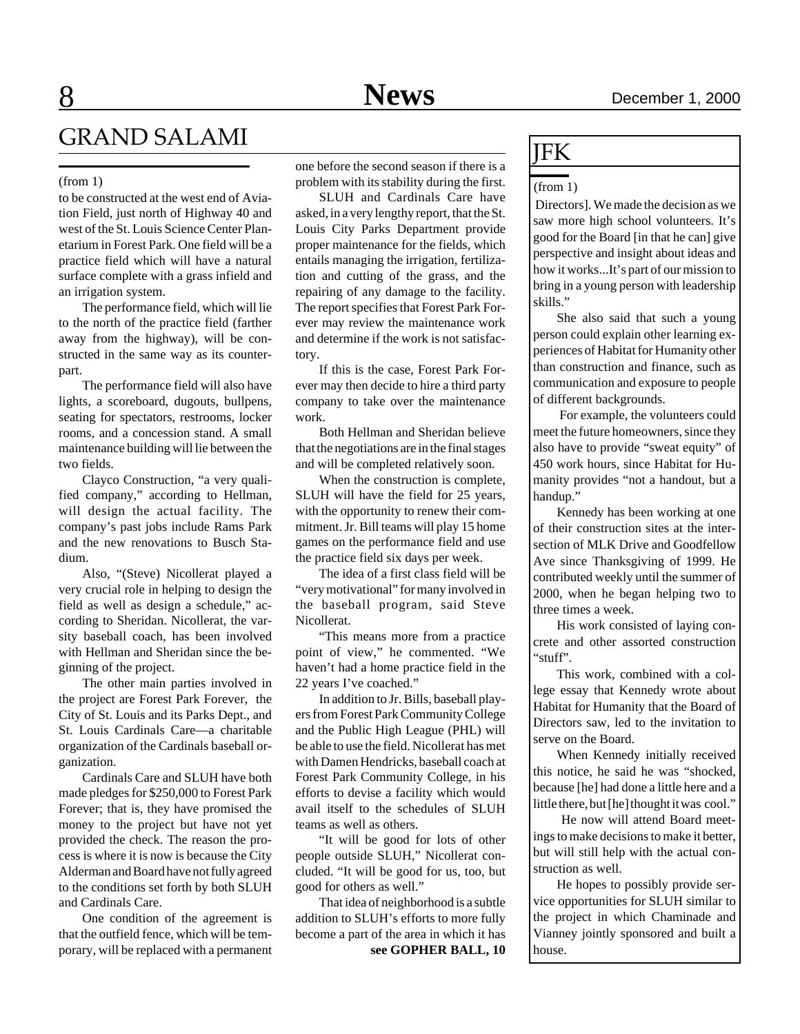## GRAND SALAMI

(from 1)

to be constructed at the west end of Aviation Field, just north of Highway 40 and west of the St. Louis Science Center Planetarium in Forest Park. One field will be a practice field which will have a natural surface complete with a grass infield and an irrigation system.

The performance field, which will lie to the north of the practice field (farther away from the highway), will be constructed in the same way as its counterpart.

The performance field will also have lights, a scoreboard, dugouts, bullpens, seating for spectators, restrooms, locker rooms, and a concession stand. A small maintenance building will lie between the two fields.

Clayco Construction, "a very qualified company," according to Hellman, will design the actual facility. The company's past jobs include Rams Park and the new renovations to Busch Stadium.

Also, "(Steve) Nicollerat played a very crucial role in helping to design the field as well as design a schedule," according to Sheridan. Nicollerat, the varsity baseball coach, has been involved with Hellman and Sheridan since the beginning of the project.

The other main parties involved in the project are Forest Park Forever, the City of St. Louis and its Parks Dept., and St. Louis Cardinals Care—a charitable organization of the Cardinals baseball organization.

Cardinals Care and SLUH have both made pledges for $250,000 to Forest Park Forever; that is, they have promised the money to the project but have not yet provided the check. The reason the process is where it is now is because the City Alderman and Board have not fully agreed to the conditions set forth by both SLUH and Cardinals Care.

One condition of the agreement is that the outfield fence, which will be temporary, will be replaced with a permanent one before the second season if there is a problem with its stability during the first.

SLUH and Cardinals Care have asked, in a very lengthy report, that the St. Louis City Parks Department provide proper maintenance for the fields, which entails managing the irrigation, fertilization and cutting of the grass, and the repairing of any damage to the facility. The report specifies that Forest Park Forever may review the maintenance work and determine if the work is not satisfactory.

If this is the case, Forest Park Forever may then decide to hire a third party company to take over the maintenance work.

Both Hellman and Sheridan believe that the negotiations are in the final stages and will be completed relatively soon.

When the construction is complete, SLUH will have the field for 25 years, with the opportunity to renew their commitment. Jr. Bill teams will play 15 home games on the performance field and use the practice field six days per week.

The idea of a first class field will be "very motivational" for many involved in the baseball program, said Steve Nicollerat.

"This means more from a practice point of view," he commented. "We haven't had a home practice field in the 22 years I've coached."

In addition to Jr. Bills, baseball players from Forest Park Community College and the Public High League (PHL) will be able to use the field. Nicollerat has met with Damen Hendricks, baseball coach at Forest Park Community College, in his efforts to devise a facility which would avail itself to the schedules of SLUH teams as well as others.

"It will be good for lots of other people outside SLUH," Nicollerat concluded. "It will be good for us, too, but good for others as well."

That idea of neighborhood is a subtle addition to SLUH's efforts to more fully become a part of the area in which it has

**see GOPHER BALL, 10**

## JFK

(from 1)

Directors]. We made the decision as we saw more high school volunteers. It's good for the Board [in that he can] give perspective and insight about ideas and how it works...It's part of our mission to bring in a young person with leadership skills."

She also said that such a young person could explain other learning experiences of Habitat for Humanity other than construction and finance, such as communication and exposure to people of different backgrounds.

For example, the volunteers could meet the future homeowners, since they also have to provide "sweat equity" of 450 work hours, since Habitat for Humanity provides "not a handout, but a handup."

Kennedy has been working at one of their construction sites at the intersection of MLK Drive and Goodfellow Ave since Thanksgiving of 1999. He contributed weekly until the summer of 2000, when he began helping two to three times a week.

His work consisted of laying concrete and other assorted construction "stuff".

This work, combined with a college essay that Kennedy wrote about Habitat for Humanity that the Board of Directors saw, led to the invitation to serve on the Board.

When Kennedy initially received this notice, he said he was "shocked, because [he] had done a little here and a little there, but [he] thought it was cool."

He now will attend Board meetings to make decisions to make it better, but will still help with the actual construction as well.

He hopes to possibly provide service opportunities for SLUH similar to the project in which Chaminade and Vianney jointly sponsored and built a house.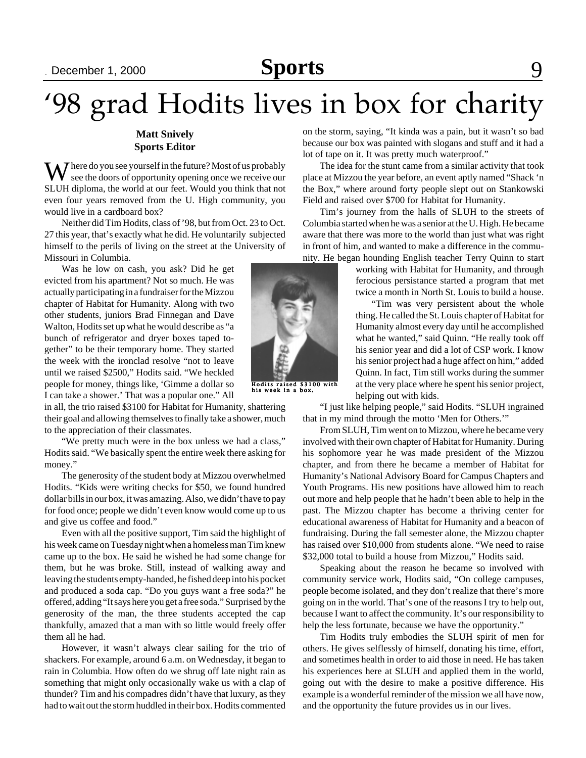# '98 grad Hodits lives in box for charity

**Matt Snively**
**Sports Editor**

Where do you see yourself in the future? Most of us probably see the doors of opportunity opening once we receive our SLUH diploma, the world at our feet. Would you think that not even four years removed from the U. High community, you would live in a cardboard box?

Neither did Tim Hodits, class of '98, but from Oct. 23 to Oct. 27 this year, that's exactly what he did. He voluntarily subjected himself to the perils of living on the street at the University of Missouri in Columbia.

Was he low on cash, you ask? Did he get evicted from his apartment? Not so much. He was actually participating in a fundraiser for the Mizzou chapter of Habitat for Humanity. Along with two other students, juniors Brad Finnegan and Dave Walton, Hodits set up what he would describe as "a bunch of refrigerator and dryer boxes taped together" to be their temporary home. They started the week with the ironclad resolve "not to leave until we raised $2500," Hodits said. "We heckled people for money, things like, 'Gimme a dollar so I can take a shower.' That was a popular one." All in all, the trio raised $3100 for Habitat for Humanity, shattering their goal and allowing themselves to finally take a shower, much to the appreciation of their classmates.

Hodits raised $3100 with his week in a box.

"We pretty much were in the box unless we had a class," Hodits said. "We basically spent the entire week there asking for money."

The generosity of the student body at Mizzou overwhelmed Hodits. "Kids were writing checks for $50, we found hundred dollar bills in our box, it was amazing. Also, we didn't have to pay for food once; people we didn't even know would come up to us and give us coffee and food."

Even with all the positive support, Tim said the highlight of his week came on Tuesday night when a homeless man Tim knew came up to the box. He said he wished he had some change for them, but he was broke. Still, instead of walking away and leaving the students empty-handed, he fished deep into his pocket and produced a soda cap. "Do you guys want a free soda?" he offered, adding "It says here you get a free soda." Surprised by the generosity of the man, the three students accepted the cap thankfully, amazed that a man with so little would freely offer them all he had.

However, it wasn't always clear sailing for the trio of shackers. For example, around 6 a.m. on Wednesday, it began to rain in Columbia. How often do we shrug off late night rain as something that might only occasionally wake us with a clap of thunder? Tim and his compadres didn't have that luxury, as they had to wait out the storm huddled in their box. Hodits commented on the storm, saying, "It kinda was a pain, but it wasn't so bad because our box was painted with slogans and stuff and it had a lot of tape on it. It was pretty much waterproof."

The idea for the stunt came from a similar activity that took place at Mizzou the year before, an event aptly named "Shack 'n the Box," where around forty people slept out on Stankowski Field and raised over $700 for Habitat for Humanity.

Tim's journey from the halls of SLUH to the streets of Columbia started when he was a senior at the U. High. He became aware that there was more to the world than just what was right in front of him, and wanted to make a difference in the community. He began hounding English teacher Terry Quinn to start working with Habitat for Humanity, and through ferocious persistance started a program that met twice a month in North St. Louis to build a house.

"Tim was very persistent about the whole thing. He called the St. Louis chapter of Habitat for Humanity almost every day until he accomplished what he wanted," said Quinn. "He really took off his senior year and did a lot of CSP work. I know his senior project had a huge affect on him," added Quinn. In fact, Tim still works during the summer at the very place where he spent his senior project, helping out with kids.

"I just like helping people," said Hodits. "SLUH ingrained that in my mind through the motto 'Men for Others.'"

From SLUH, Tim went on to Mizzou, where he became very involved with their own chapter of Habitat for Humanity. During his sophomore year he was made president of the Mizzou chapter, and from there he became a member of Habitat for Humanity's National Advisory Board for Campus Chapters and Youth Programs. His new positions have allowed him to reach out more and help people that he hadn't been able to help in the past. The Mizzou chapter has become a thriving center for educational awareness of Habitat for Humanity and a beacon of fundraising. During the fall semester alone, the Mizzou chapter has raised over $10,000 from students alone. "We need to raise $32,000 total to build a house from Mizzou," Hodits said.

Speaking about the reason he became so involved with community service work, Hodits said, "On college campuses, people become isolated, and they don't realize that there's more going on in the world. That's one of the reasons I try to help out, because I want to affect the community. It's our responsibility to help the less fortunate, because we have the opportunity."

Tim Hodits truly embodies the SLUH spirit of men for others. He gives selflessly of himself, donating his time, effort, and sometimes health in order to aid those in need. He has taken his experiences here at SLUH and applied them in the world, going out with the desire to make a positive difference. His example is a wonderful reminder of the mission we all have now, and the opportunity the future provides us in our lives.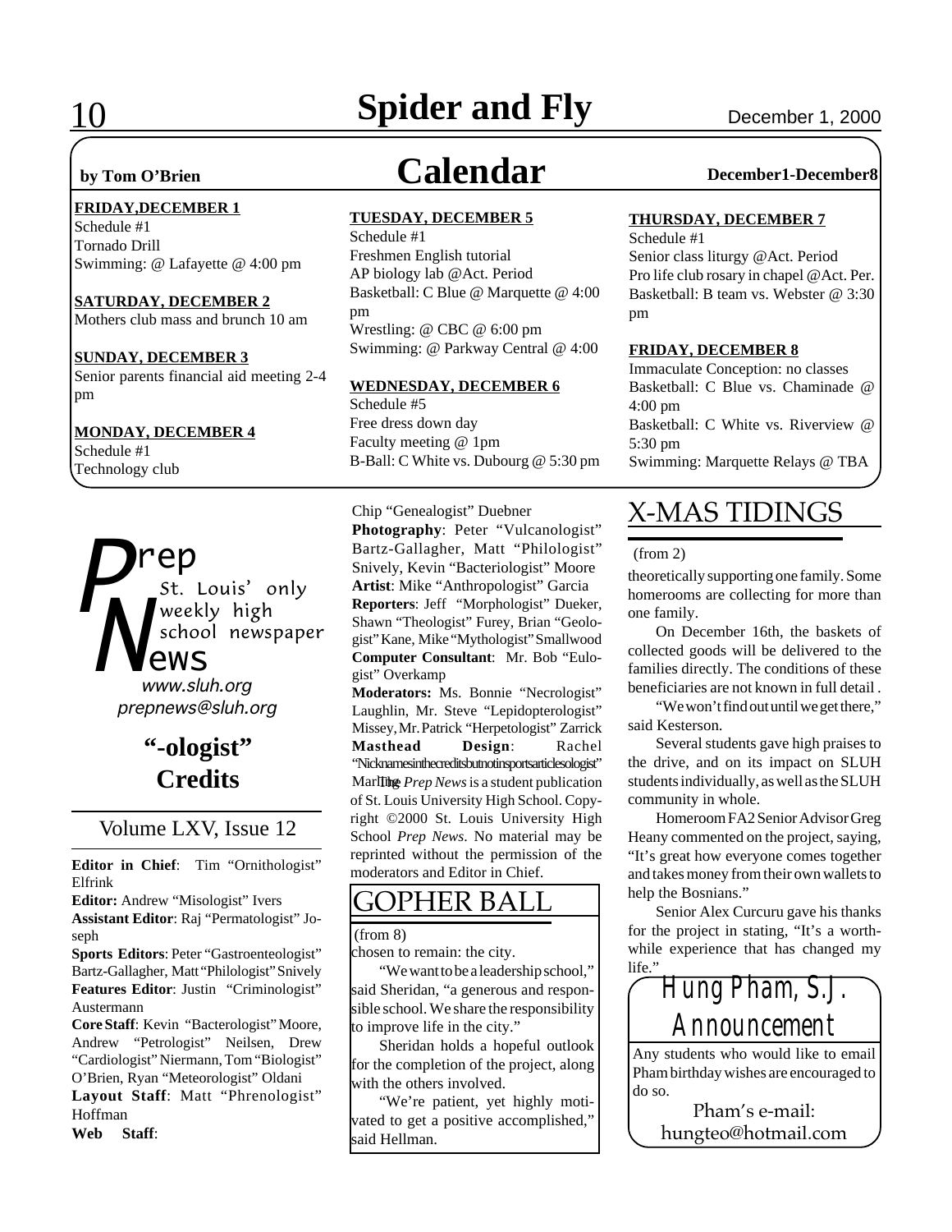# Spider and Fly

## Calendar

by Tom O'Brien

December1-December8

**FRIDAY, DECEMBER 1**
Schedule #1
Tornado Drill
Swimming: @ Lafayette @ 4:00 pm

**SATURDAY, DECEMBER 2**
Mothers club mass and brunch 10 am

**SUNDAY, DECEMBER 3**
Senior parents financial aid meeting 2-4 pm

**MONDAY, DECEMBER 4**
Schedule #1
Technology club

**TUESDAY, DECEMBER 5**
Schedule #1
Freshmen English tutorial
AP biology lab @Act. Period
Basketball: C Blue @ Marquette @ 4:00 pm
Wrestling: @ CBC @ 6:00 pm
Swimming: @ Parkway Central @ 4:00

**WEDNESDAY, DECEMBER 6**
Schedule #5
Free dress down day
Faculty meeting @ 1pm
B-Ball: C White vs. Dubourg @ 5:30 pm

**THURSDAY, DECEMBER 7**
Schedule #1
Senior class liturgy @Act. Period
Pro life club rosary in chapel @Act. Per.
Basketball: B team vs. Webster @ 3:30 pm

**FRIDAY, DECEMBER 8**
Immaculate Conception: no classes
Basketball: C Blue vs. Chaminade @ 4:00 pm
Basketball: C White vs. Riverview @ 5:30 pm
Swimming: Marquette Relays @ TBA

---

**Prep News**
St. Louis' only weekly high school newspaper
www.sluh.org
prepnews@sluh.org

## "-ologist" Credits

Volume LXV, Issue 12

**Editor in Chief**: Tim "Ornithologist" Elfrink
**Editor:** Andrew "Misologist" Ivers
**Assistant Editor**: Raj "Permatologist" Joseph
**Sports Editors**: Peter "Gastroenteologist" Bartz-Gallagher, Matt "Philologist" Snively
**Features Editor**: Justin "Criminologist" Austermann
**Core Staff**: Kevin "Bacterologist" Moore, Andrew "Petrologist" Neilsen, Drew "Cardiologist" Niermann, Tom "Biologist" O'Brien, Ryan "Meteorologist" Oldani
**Layout Staff**: Matt "Phrenologist" Hoffman
**Web Staff**: Chip "Genealogist" Duebner
**Photography**: Peter "Vulcanologist" Bartz-Gallagher, Matt "Philologist" Snively, Kevin "Bacteriologist" Moore
**Artist**: Mike "Anthropologist" Garcia
**Reporters**: Jeff "Morphologist" Dueker, Shawn "Theologist" Furey, Brian "Geologist" Kane, Mike "Mythologist" Smallwood
**Computer Consultant**: Mr. Bob "Eulogist" Overkamp
**Moderators:** Ms. Bonnie "Necrologist" Laughlin, Mr. Steve "Lepidopterologist" Missey, Mr. Patrick "Herpetologist" Zarrick
**Masthead Design**: Rachel "Nicknamesinthecreditsbutnotinsportsarticlesologist" Marling

The *Prep News* is a student publication of St. Louis University High School. Copyright ©2000 St. Louis University High School *Prep News*. No material may be reprinted without the permission of the moderators and Editor in Chief.

## GOPHER BALL

(from 8)

chosen to remain: the city.

"We want to be a leadership school," said Sheridan, "a generous and responsible school. We share the responsibility to improve life in the city."

Sheridan holds a hopeful outlook for the completion of the project, along with the others involved.

"We're patient, yet highly motivated to get a positive accomplished," said Hellman.

## X-MAS TIDINGS

(from 2)

theoretically supporting one family. Some homerooms are collecting for more than one family.

On December 16th, the baskets of collected goods will be delivered to the families directly. The conditions of these beneficiaries are not known in full detail.

"We won't find out until we get there," said Kesterson.

Several students gave high praises to the drive, and on its impact on SLUH students individually, as well as the SLUH community in whole.

Homeroom FA2 Senior Advisor Greg Heany commented on the project, saying, "It's great how everyone comes together and takes money from their own wallets to help the Bosnians."

Senior Alex Curcuru gave his thanks for the project in stating, "It's a worthwhile experience that has changed my life."

## Hung Pham, S.J. Announcement

Any students who would like to email Pham birthday wishes are encouraged to do so.

Pham's e-mail:
hungteo@hotmail.com